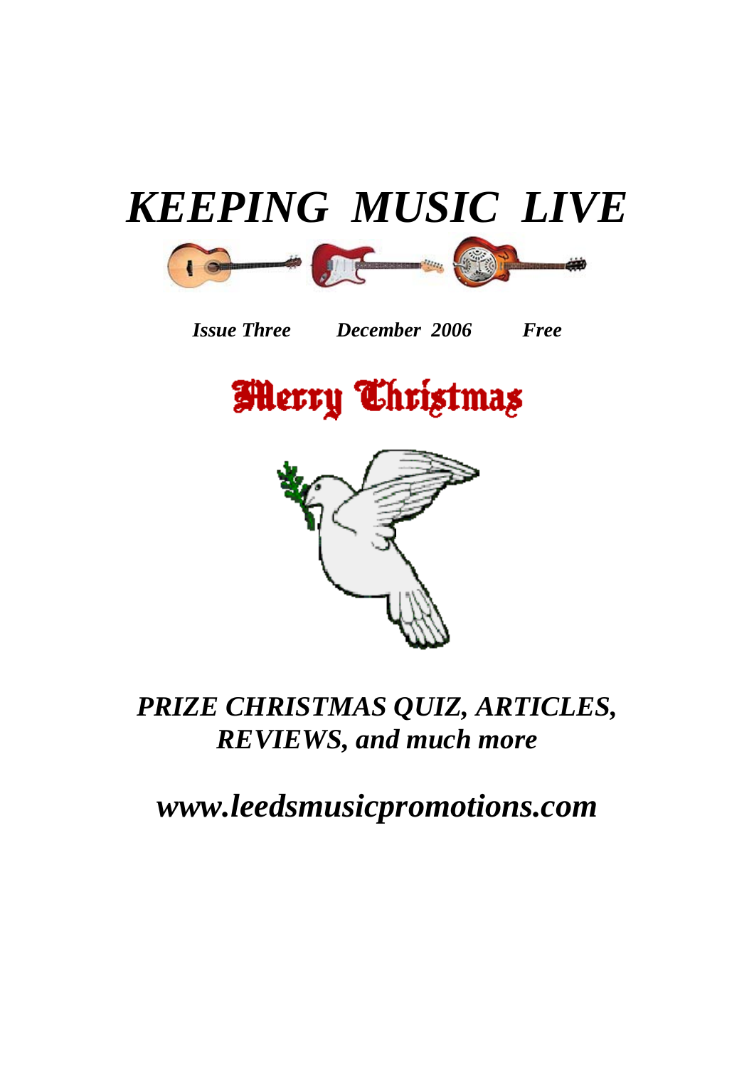# *KEEPING MUSIC LIVE*

***Issue Three*** ***December 2006*** ***Free***

## Merry Christmas

## *PRIZE CHRISTMAS QUIZ, ARTICLES, REVIEWS, and much more*

## *www.leedsmusicpromotions.com*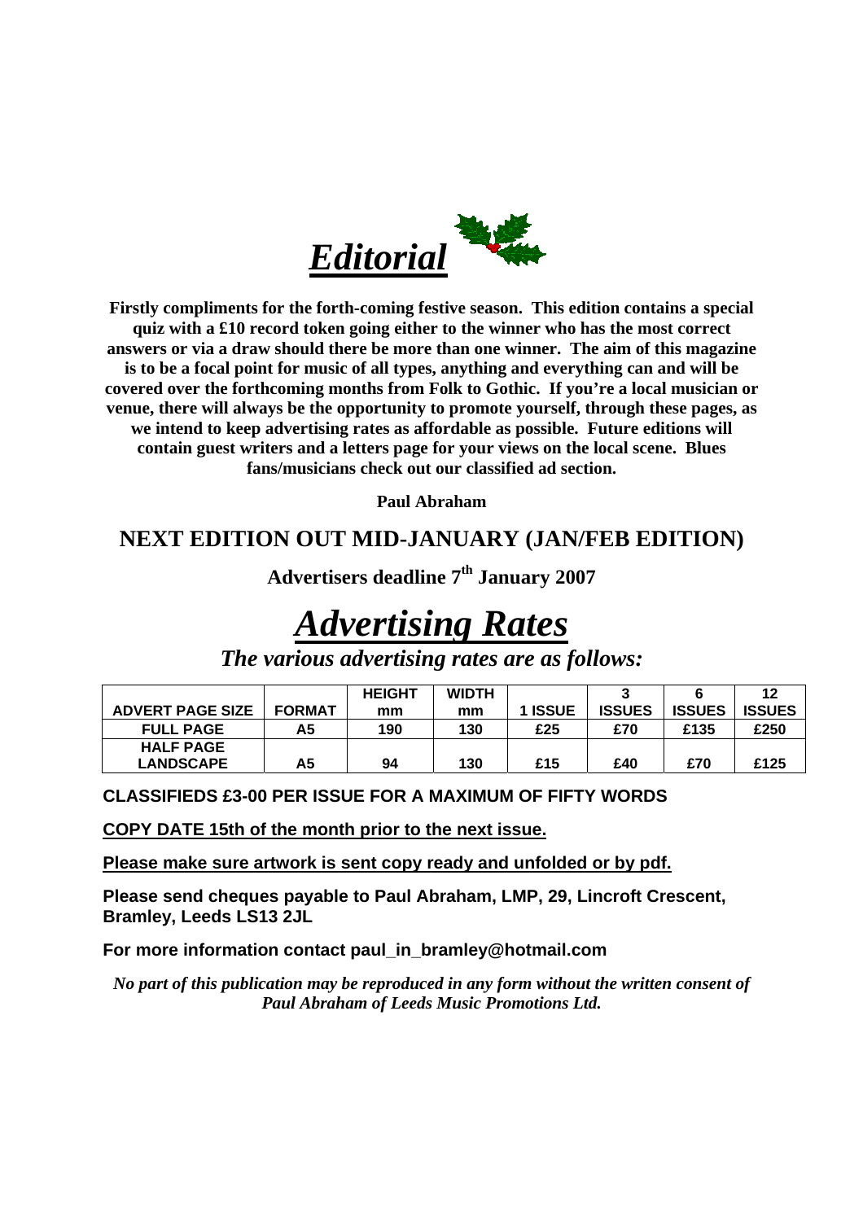# *Editorial*

**Firstly compliments for the forth-coming festive season. This edition contains a special quiz with a £10 record token going either to the winner who has the most correct answers or via a draw should there be more than one winner. The aim of this magazine is to be a focal point for music of all types, anything and everything can and will be covered over the forthcoming months from Folk to Gothic. If you're a local musician or venue, there will always be the opportunity to promote yourself, through these pages, as we intend to keep advertising rates as affordable as possible. Future editions will contain guest writers and a letters page for your views on the local scene. Blues fans/musicians check out our classified ad section.**

**Paul Abraham**

## NEXT EDITION OUT MID-JANUARY (JAN/FEB EDITION)

**Advertisers deadline 7th January 2007**

# *Advertising Rates*

### *The various advertising rates are as follows:*

| ADVERT PAGE SIZE | FORMAT | HEIGHT mm | WIDTH mm | 1 ISSUE | 3 ISSUES | 6 ISSUES | 12 ISSUES |
|---|---|---|---|---|---|---|---|
| FULL PAGE | A5 | 190 | 130 | £25 | £70 | £135 | £250 |
| HALF PAGE LANDSCAPE | A5 | 94 | 130 | £15 | £40 | £70 | £125 |

**CLASSIFIEDS £3-00 PER ISSUE FOR A MAXIMUM OF FIFTY WORDS**

**COPY DATE 15th of the month prior to the next issue.**

**Please make sure artwork is sent copy ready and unfolded or by pdf.**

**Please send cheques payable to Paul Abraham, LMP, 29, Lincroft Crescent, Bramley, Leeds LS13 2JL**

**For more information contact paul_in_bramley@hotmail.com**

*No part of this publication may be reproduced in any form without the written consent of Paul Abraham of Leeds Music Promotions Ltd.*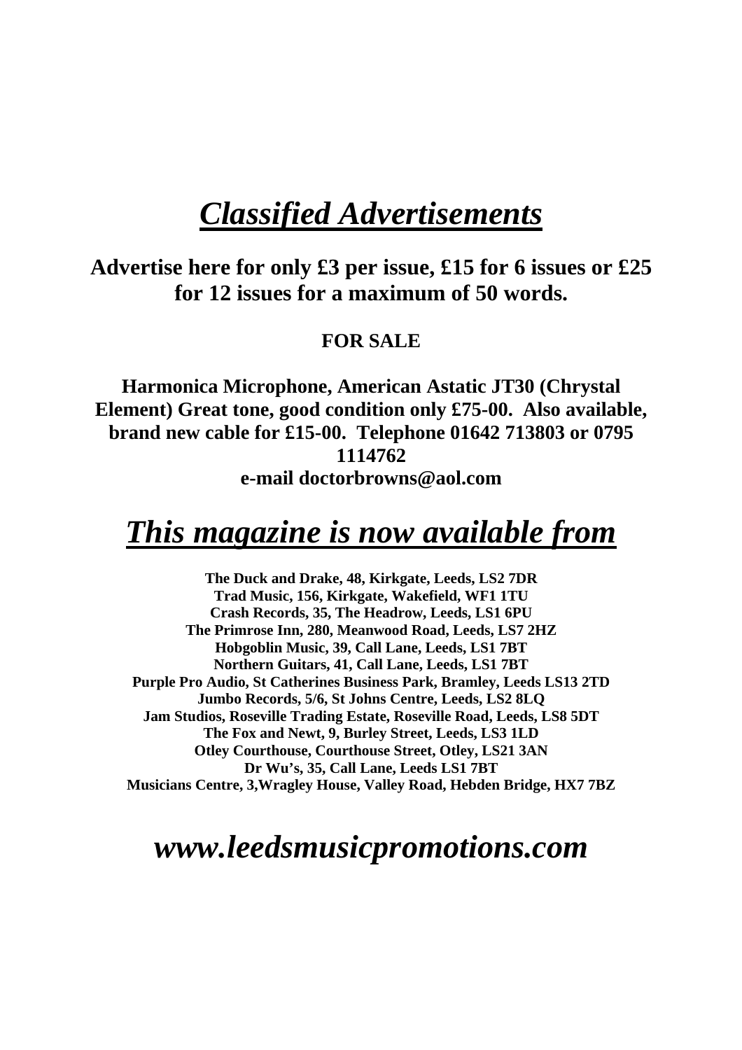# *Classified Advertisements*

**Advertise here for only £3 per issue, £15 for 6 issues or £25 for 12 issues for a maximum of 50 words.**

**FOR SALE**

**Harmonica Microphone, American Astatic JT30 (Chrystal Element) Great tone, good condition only £75-00. Also available, brand new cable for £15-00. Telephone 01642 713803 or 0795 1114762**
**e-mail doctorbrowns@aol.com**

# *This magazine is now available from*

**The Duck and Drake, 48, Kirkgate, Leeds, LS2 7DR**
**Trad Music, 156, Kirkgate, Wakefield, WF1 1TU**
**Crash Records, 35, The Headrow, Leeds, LS1 6PU**
**The Primrose Inn, 280, Meanwood Road, Leeds, LS7 2HZ**
**Hobgoblin Music, 39, Call Lane, Leeds, LS1 7BT**
**Northern Guitars, 41, Call Lane, Leeds, LS1 7BT**
**Purple Pro Audio, St Catherines Business Park, Bramley, Leeds LS13 2TD**
**Jumbo Records, 5/6, St Johns Centre, Leeds, LS2 8LQ**
**Jam Studios, Roseville Trading Estate, Roseville Road, Leeds, LS8 5DT**
**The Fox and Newt, 9, Burley Street, Leeds, LS3 1LD**
**Otley Courthouse, Courthouse Street, Otley, LS21 3AN**
**Dr Wu's, 35, Call Lane, Leeds LS1 7BT**
**Musicians Centre, 3,Wragley House, Valley Road, Hebden Bridge, HX7 7BZ**

## ***www.leedsmusicpromotions.com***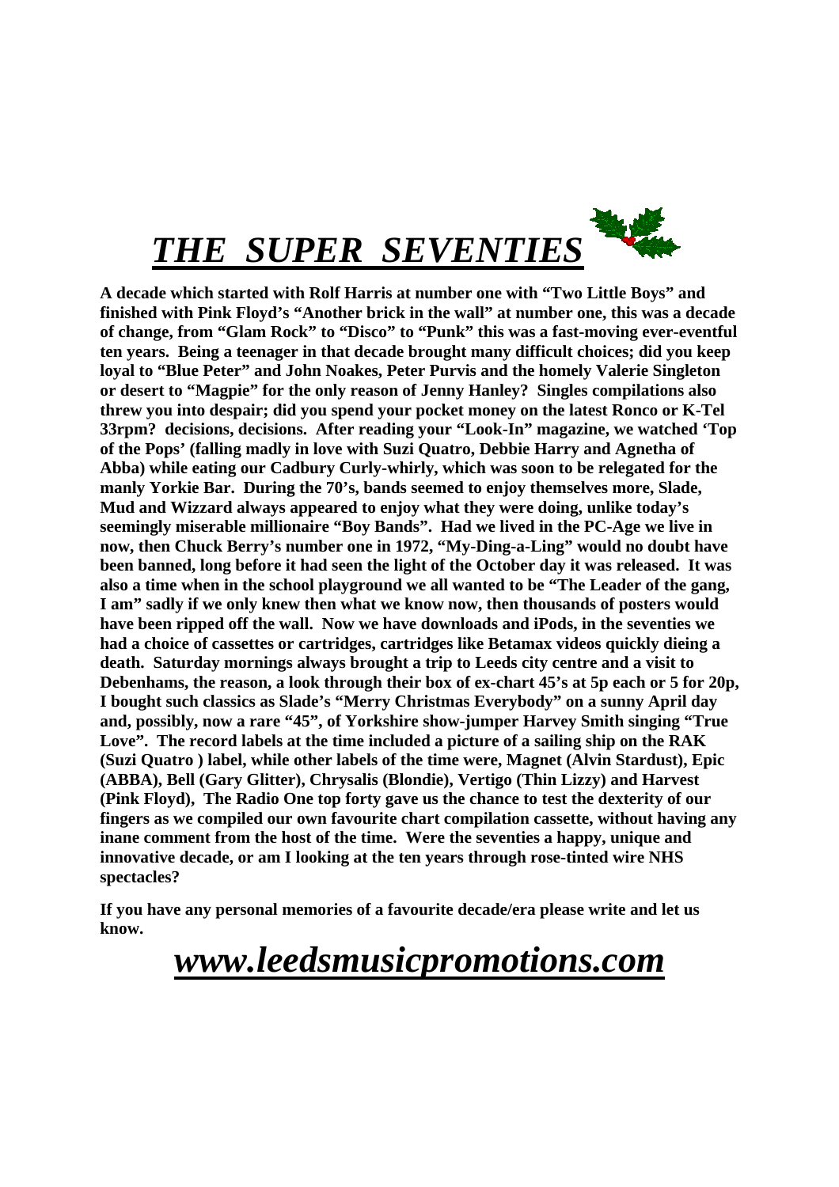# ***THE SUPER SEVENTIES***

**A decade which started with Rolf Harris at number one with "Two Little Boys" and finished with Pink Floyd's "Another brick in the wall" at number one, this was a decade of change, from "Glam Rock" to "Disco" to "Punk" this was a fast-moving ever-eventful ten years. Being a teenager in that decade brought many difficult choices; did you keep loyal to "Blue Peter" and John Noakes, Peter Purvis and the homely Valerie Singleton or desert to "Magpie" for the only reason of Jenny Hanley? Singles compilations also threw you into despair; did you spend your pocket money on the latest Ronco or K-Tel 33rpm? decisions, decisions. After reading your "Look-In" magazine, we watched 'Top of the Pops' (falling madly in love with Suzi Quatro, Debbie Harry and Agnetha of Abba) while eating our Cadbury Curly-whirly, which was soon to be relegated for the manly Yorkie Bar. During the 70's, bands seemed to enjoy themselves more, Slade, Mud and Wizzard always appeared to enjoy what they were doing, unlike today's seemingly miserable millionaire "Boy Bands". Had we lived in the PC-Age we live in now, then Chuck Berry's number one in 1972, "My-Ding-a-Ling" would no doubt have been banned, long before it had seen the light of the October day it was released. It was also a time when in the school playground we all wanted to be "The Leader of the gang, I am" sadly if we only knew then what we know now, then thousands of posters would have been ripped off the wall. Now we have downloads and iPods, in the seventies we had a choice of cassettes or cartridges, cartridges like Betamax videos quickly dieing a death. Saturday mornings always brought a trip to Leeds city centre and a visit to Debenhams, the reason, a look through their box of ex-chart 45's at 5p each or 5 for 20p, I bought such classics as Slade's "Merry Christmas Everybody" on a sunny April day and, possibly, now a rare "45", of Yorkshire show-jumper Harvey Smith singing "True Love". The record labels at the time included a picture of a sailing ship on the RAK (Suzi Quatro ) label, while other labels of the time were, Magnet (Alvin Stardust), Epic (ABBA), Bell (Gary Glitter), Chrysalis (Blondie), Vertigo (Thin Lizzy) and Harvest (Pink Floyd), The Radio One top forty gave us the chance to test the dexterity of our fingers as we compiled our own favourite chart compilation cassette, without having any inane comment from the host of the time. Were the seventies a happy, unique and innovative decade, or am I looking at the ten years through rose-tinted wire NHS spectacles?**

**If you have any personal memories of a favourite decade/era please write and let us know.**

## ***www.leedsmusicpromotions.com***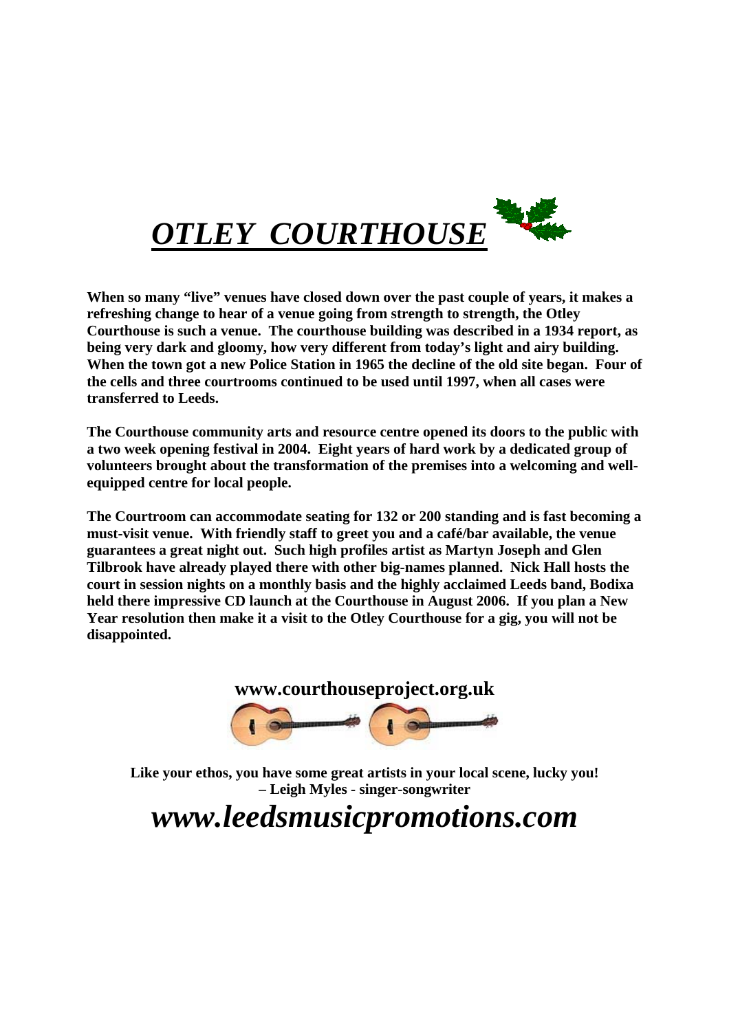# ***OTLEY COURTHOUSE***

**When so many "live" venues have closed down over the past couple of years, it makes a refreshing change to hear of a venue going from strength to strength, the Otley Courthouse is such a venue. The courthouse building was described in a 1934 report, as being very dark and gloomy, how very different from today's light and airy building. When the town got a new Police Station in 1965 the decline of the old site began. Four of the cells and three courtrooms continued to be used until 1997, when all cases were transferred to Leeds.**

**The Courthouse community arts and resource centre opened its doors to the public with a two week opening festival in 2004. Eight years of hard work by a dedicated group of volunteers brought about the transformation of the premises into a welcoming and well-equipped centre for local people.**

**The Courtroom can accommodate seating for 132 or 200 standing and is fast becoming a must-visit venue. With friendly staff to greet you and a café/bar available, the venue guarantees a great night out. Such high profiles artist as Martyn Joseph and Glen Tilbrook have already played there with other big-names planned. Nick Hall hosts the court in session nights on a monthly basis and the highly acclaimed Leeds band, Bodixa held there impressive CD launch at the Courthouse in August 2006. If you plan a New Year resolution then make it a visit to the Otley Courthouse for a gig, you will not be disappointed.**

**www.courthouseproject.org.uk**

**Like your ethos, you have some great artists in your local scene, lucky you!**
**– Leigh Myles - singer-songwriter**

***www.leedsmusicpromotions.com***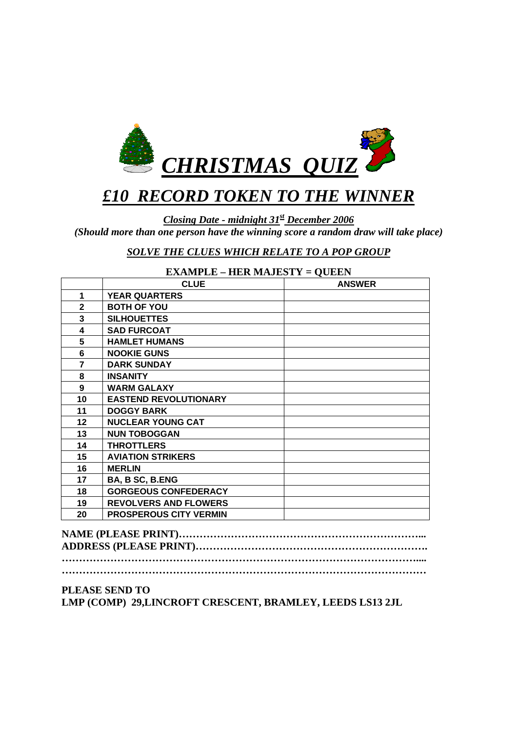# ***CHRISTMAS QUIZ***

## ***£10 RECORD TOKEN TO THE WINNER***

***Closing Date - midnight 31st December 2006***
***(Should more than one person have the winning score a random draw will take place)***

***SOLVE THE CLUES WHICH RELATE TO A POP GROUP***

**EXAMPLE – HER MAJESTY = QUEEN**

| | CLUE | ANSWER |
|---|---|---|
| 1 | YEAR QUARTERS | |
| 2 | BOTH OF YOU | |
| 3 | SILHOUETTES | |
| 4 | SAD FURCOAT | |
| 5 | HAMLET HUMANS | |
| 6 | NOOKIE GUNS | |
| 7 | DARK SUNDAY | |
| 8 | INSANITY | |
| 9 | WARM GALAXY | |
| 10 | EASTEND REVOLUTIONARY | |
| 11 | DOGGY BARK | |
| 12 | NUCLEAR YOUNG CAT | |
| 13 | NUN TOBOGGAN | |
| 14 | THROTTLERS | |
| 15 | AVIATION STRIKERS | |
| 16 | MERLIN | |
| 17 | BA, B SC, B.ENG | |
| 18 | GORGEOUS CONFEDERACY | |
| 19 | REVOLVERS AND FLOWERS | |
| 20 | PROSPEROUS CITY VERMIN | |

**NAME (PLEASE PRINT)…………………………………………………………...**
**ADDRESS (PLEASE PRINT)……………………………………………………….**
**……………………………………………………………………………………....**
**………………………………………………………………………………………**

**PLEASE SEND TO**
**LMP (COMP) 29,LINCROFT CRESCENT, BRAMLEY, LEEDS LS13 2JL**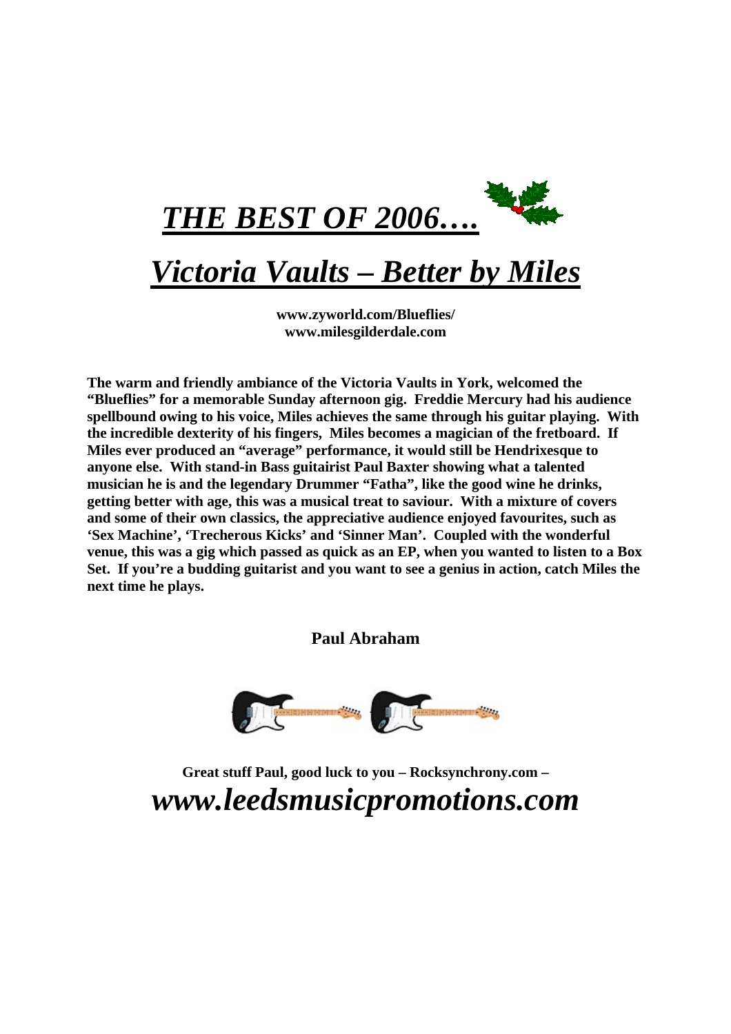# ***THE BEST OF 2006….***

## ***Victoria Vaults – Better by Miles***

**www.zyworld.com/Blueflies/**
**www.milesgilderdale.com**

**The warm and friendly ambiance of the Victoria Vaults in York, welcomed the "Blueflies" for a memorable Sunday afternoon gig. Freddie Mercury had his audience spellbound owing to his voice, Miles achieves the same through his guitar playing. With the incredible dexterity of his fingers, Miles becomes a magician of the fretboard. If Miles ever produced an "average" performance, it would still be Hendrixesque to anyone else. With stand-in Bass guitairist Paul Baxter showing what a talented musician he is and the legendary Drummer "Fatha", like the good wine he drinks, getting better with age, this was a musical treat to saviour. With a mixture of covers and some of their own classics, the appreciative audience enjoyed favourites, such as 'Sex Machine', 'Trecherous Kicks' and 'Sinner Man'. Coupled with the wonderful venue, this was a gig which passed as quick as an EP, when you wanted to listen to a Box Set. If you're a budding guitarist and you want to see a genius in action, catch Miles the next time he plays.**

**Paul Abraham**

**Great stuff Paul, good luck to you – Rocksynchrony.com –**

***www.leedsmusicpromotions.com***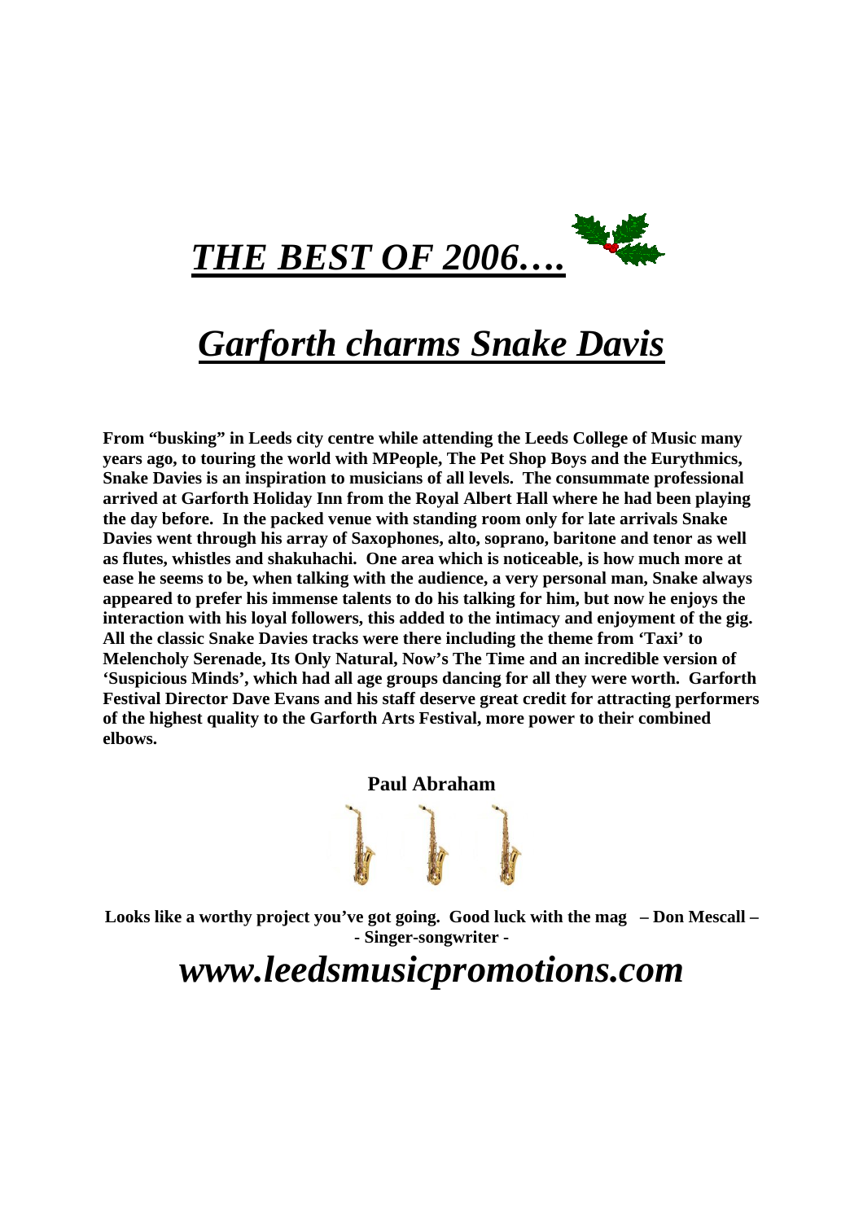# ***THE BEST OF 2006….***

# ***Garforth charms Snake Davis***

**From "busking" in Leeds city centre while attending the Leeds College of Music many years ago, to touring the world with MPeople, The Pet Shop Boys and the Eurythmics, Snake Davies is an inspiration to musicians of all levels. The consummate professional arrived at Garforth Holiday Inn from the Royal Albert Hall where he had been playing the day before. In the packed venue with standing room only for late arrivals Snake Davies went through his array of Saxophones, alto, soprano, baritone and tenor as well as flutes, whistles and shakuhachi. One area which is noticeable, is how much more at ease he seems to be, when talking with the audience, a very personal man, Snake always appeared to prefer his immense talents to do his talking for him, but now he enjoys the interaction with his loyal followers, this added to the intimacy and enjoyment of the gig. All the classic Snake Davies tracks were there including the theme from 'Taxi' to Melencholy Serenade, Its Only Natural, Now's The Time and an incredible version of 'Suspicious Minds', which had all age groups dancing for all they were worth. Garforth Festival Director Dave Evans and his staff deserve great credit for attracting performers of the highest quality to the Garforth Arts Festival, more power to their combined elbows.**

**Paul Abraham**

**Looks like a worthy project you've got going. Good luck with the mag – Don Mescall – - Singer-songwriter -**

## ***www.leedsmusicpromotions.com***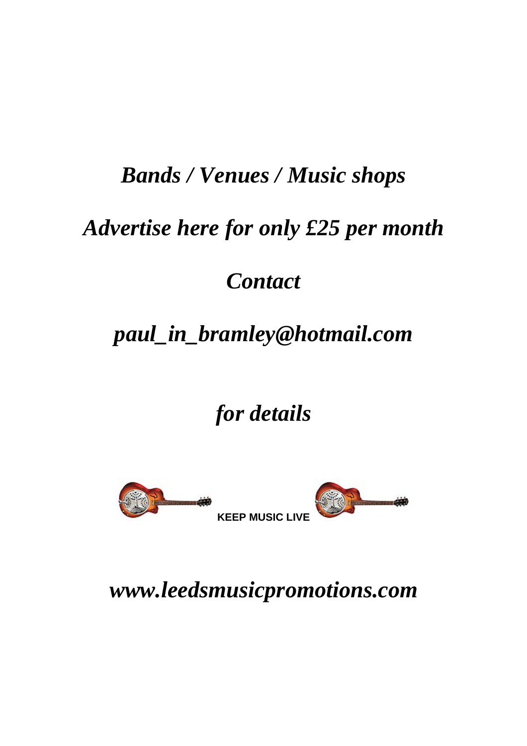***Bands / Venues / Music shops***

***Advertise here for only £25 per month***

***Contact***

***paul_in_bramley@hotmail.com***

***for details***

**KEEP MUSIC LIVE**

***www.leedsmusicpromotions.com***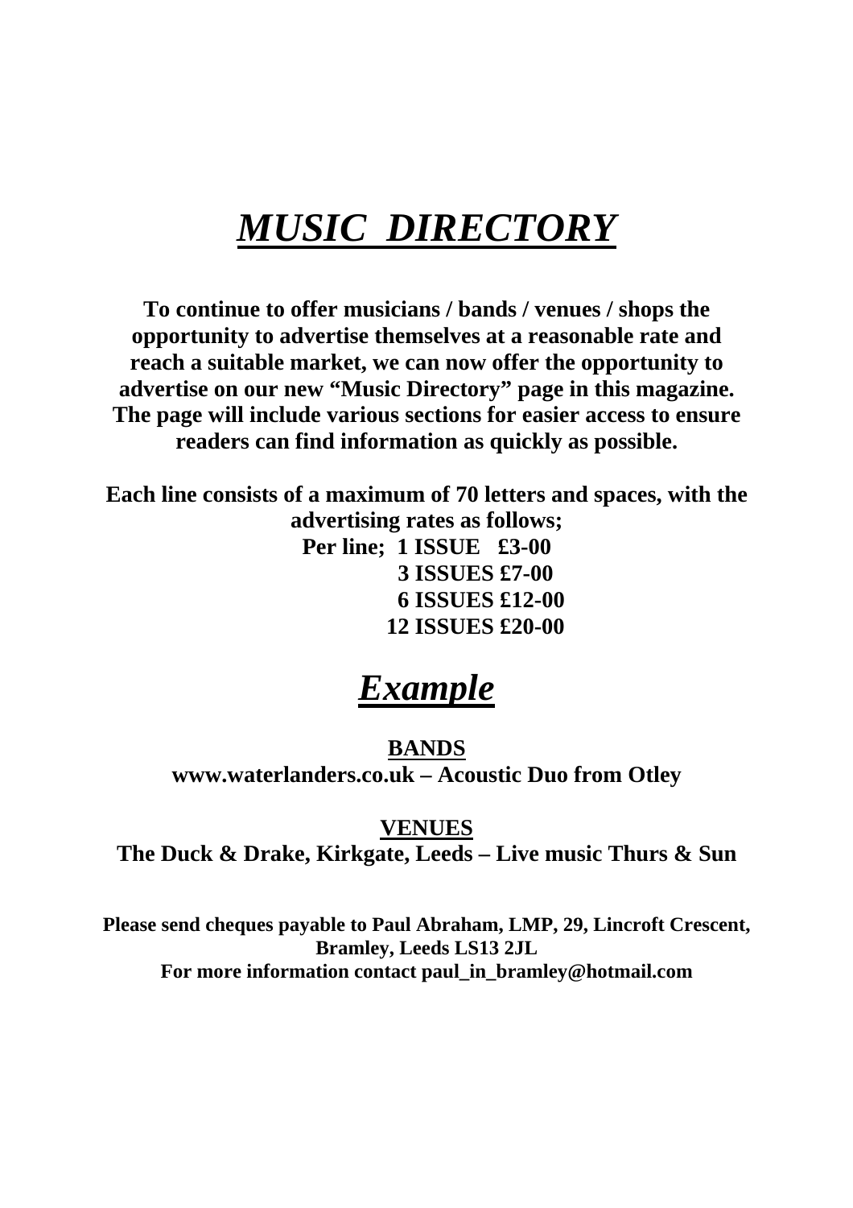# ***MUSIC DIRECTORY***

**To continue to offer musicians / bands / venues / shops the opportunity to advertise themselves at a reasonable rate and reach a suitable market, we can now offer the opportunity to advertise on our new "Music Directory" page in this magazine. The page will include various sections for easier access to ensure readers can find information as quickly as possible.**

**Each line consists of a maximum of 70 letters and spaces, with the advertising rates as follows;**

**Per line; 1 ISSUE £3-00**
**3 ISSUES £7-00**
**6 ISSUES £12-00**
**12 ISSUES £20-00**

## ***Example***

**BANDS**

**www.waterlanders.co.uk – Acoustic Duo from Otley**

**VENUES**

**The Duck & Drake, Kirkgate, Leeds – Live music Thurs & Sun**

**Please send cheques payable to Paul Abraham, LMP, 29, Lincroft Crescent, Bramley, Leeds LS13 2JL**
**For more information contact paul_in_bramley@hotmail.com**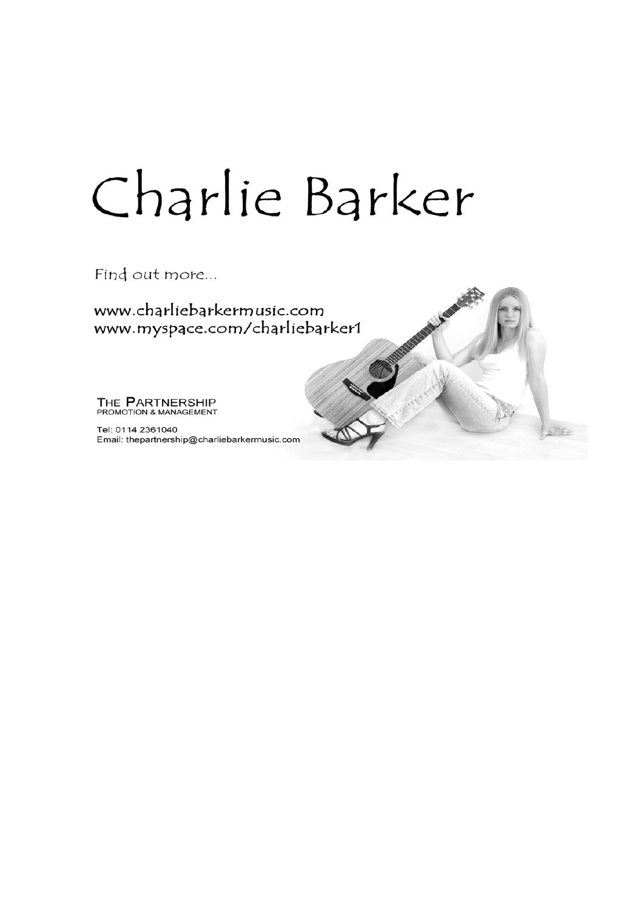# Charlie Barker

Find out more...

www.charliebarkermusic.com
www.myspace.com/charliebarker1

THE PARTNERSHIP
PROMOTION & MANAGEMENT

Tel: 0114 2361040
Email: thepartnership@charliebarkermusic.com